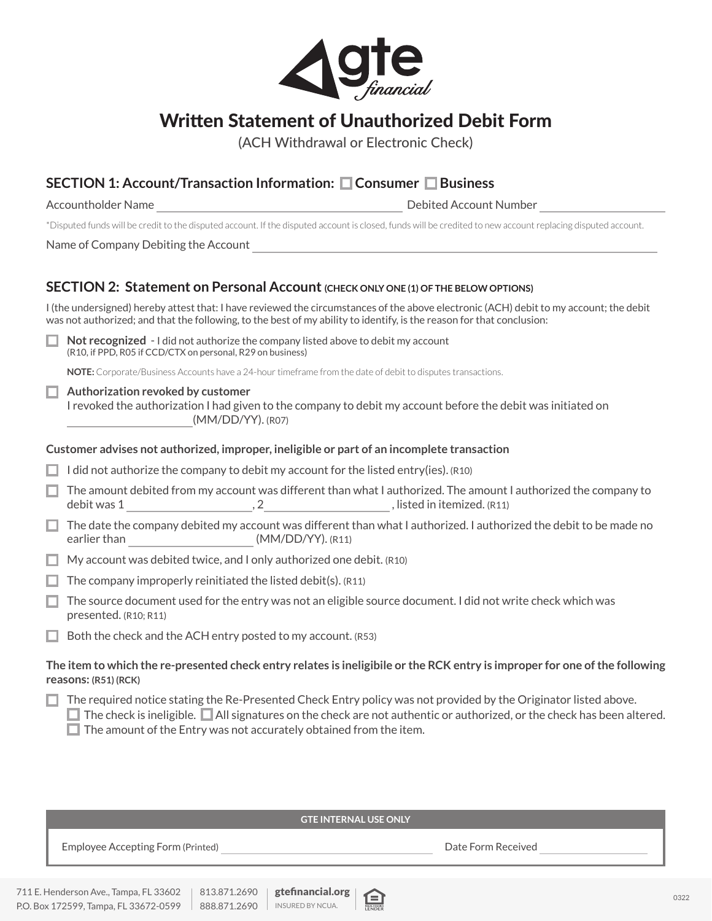# Written Statement of Unauthorized Debit Form

(ACH Withdrawal or Electronic Check)

## SECTION 1: Account/Transaction Information: ☐ Consumer ☐ Business

Accountholder Name ______________________ Debited Account Number ______________________

*Disputed funds will be credit to the disputed account. If the disputed account is closed, funds will be credited to new account replacing disputed account.

Name of Company Debiting the Account ______________________________________________

## SECTION 2: Statement on Personal Account (CHECK ONLY ONE (1) OF THE BELOW OPTIONS)

I (the undersigned) hereby attest that: I have reviewed the circumstances of the above electronic (ACH) debit to my account; the debit was not authorized; and that the following, to the best of my ability to identify, is the reason for that conclusion:

☐ **Not recognized** - I did not authorize the company listed above to debit my account
(R10, if PPD, R05 if CCD/CTX on personal, R29 on business)

**NOTE:** Corporate/Business Accounts have a 24-hour timeframe from the date of debit to disputes transactions.

☐ **Authorization revoked by customer**
I revoked the authorization I had given to the company to debit my account before the debit was initiated on ______________(MM/DD/YY). (R07)

**Customer advises not authorized, improper, ineligible or part of an incomplete transaction**

☐ I did not authorize the company to debit my account for the listed entry(ies). (R10)

☐ The amount debited from my account was different than what I authorized. The amount I authorized the company to debit was 1 ______________, 2 ______________, listed in itemized. (R11)

☐ The date the company debited my account was different than what I authorized. I authorized the debit to be made no earlier than ______________ (MM/DD/YY). (R11)

☐ My account was debited twice, and I only authorized one debit. (R10)

☐ The company improperly reinitiated the listed debit(s). (R11)

☐ The source document used for the entry was not an eligible source document. I did not write check which was presented. (R10; R11)

☐ Both the check and the ACH entry posted to my account. (R53)

**The item to which the re-presented check entry relates is ineligibile or the RCK entry is improper for one of the following reasons: (R51) (RCK)**

☐ The required notice stating the Re-Presented Check Entry policy was not provided by the Originator listed above.
☐ The check is ineligible. ☐ All signatures on the check are not authentic or authorized, or the check has been altered.
☐ The amount of the Entry was not accurately obtained from the item.

| GTE INTERNAL USE ONLY | |
|---|---|
| Employee Accepting Form (Printed) ______________________ | Date Form Received ______________ |

711 E. Henderson Ave., Tampa, FL 33602 | 813.871.2690 | gtefinancial.org
P.O. Box 172599, Tampa, FL 33672-0599 | 888.871.2690 | INSURED BY NCUA.

0322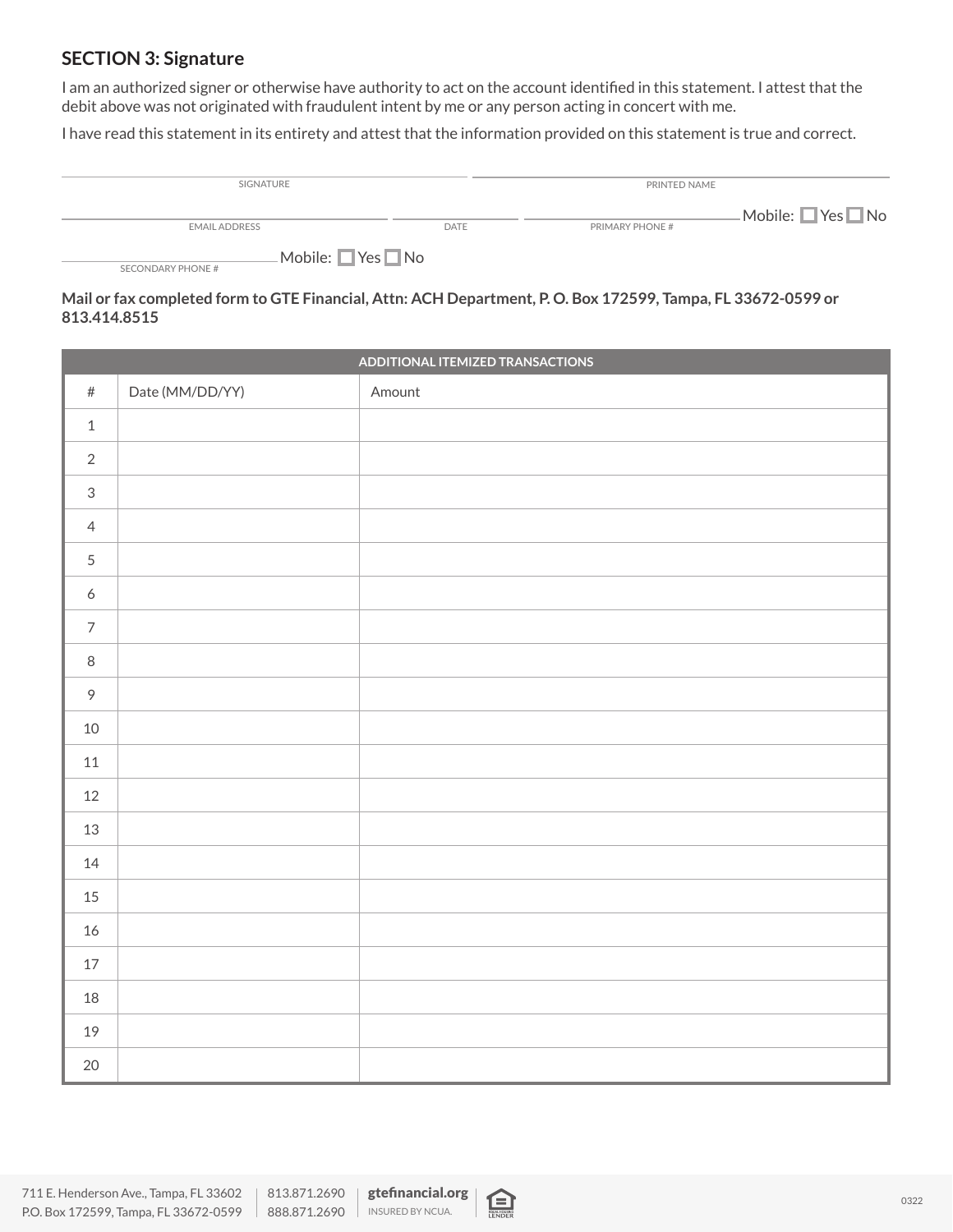## SECTION 3: Signature

I am an authorized signer or otherwise have authority to act on the account identified in this statement. I attest that the debit above was not originated with fraudulent intent by me or any person acting in concert with me.

I have read this statement in its entirety and attest that the information provided on this statement is true and correct.

SIGNATURE ____________________ PRINTED NAME ____________________

EMAIL ADDRESS ____________________ DATE __________ PRIMARY PHONE # ____________________ Mobile: ☐ Yes ☐ No

SECONDARY PHONE # ____________________ Mobile: ☐ Yes ☐ No

**Mail or fax completed form to GTE Financial, Attn: ACH Department, P. O. Box 172599, Tampa, FL 33672-0599 or 813.414.8515**

**ADDITIONAL ITEMIZED TRANSACTIONS**

| # | Date (MM/DD/YY) | Amount |
|---|---|---|
| 1 | | |
| 2 | | |
| 3 | | |
| 4 | | |
| 5 | | |
| 6 | | |
| 7 | | |
| 8 | | |
| 9 | | |
| 10 | | |
| 11 | | |
| 12 | | |
| 13 | | |
| 14 | | |
| 15 | | |
| 16 | | |
| 17 | | |
| 18 | | |
| 19 | | |
| 20 | | |